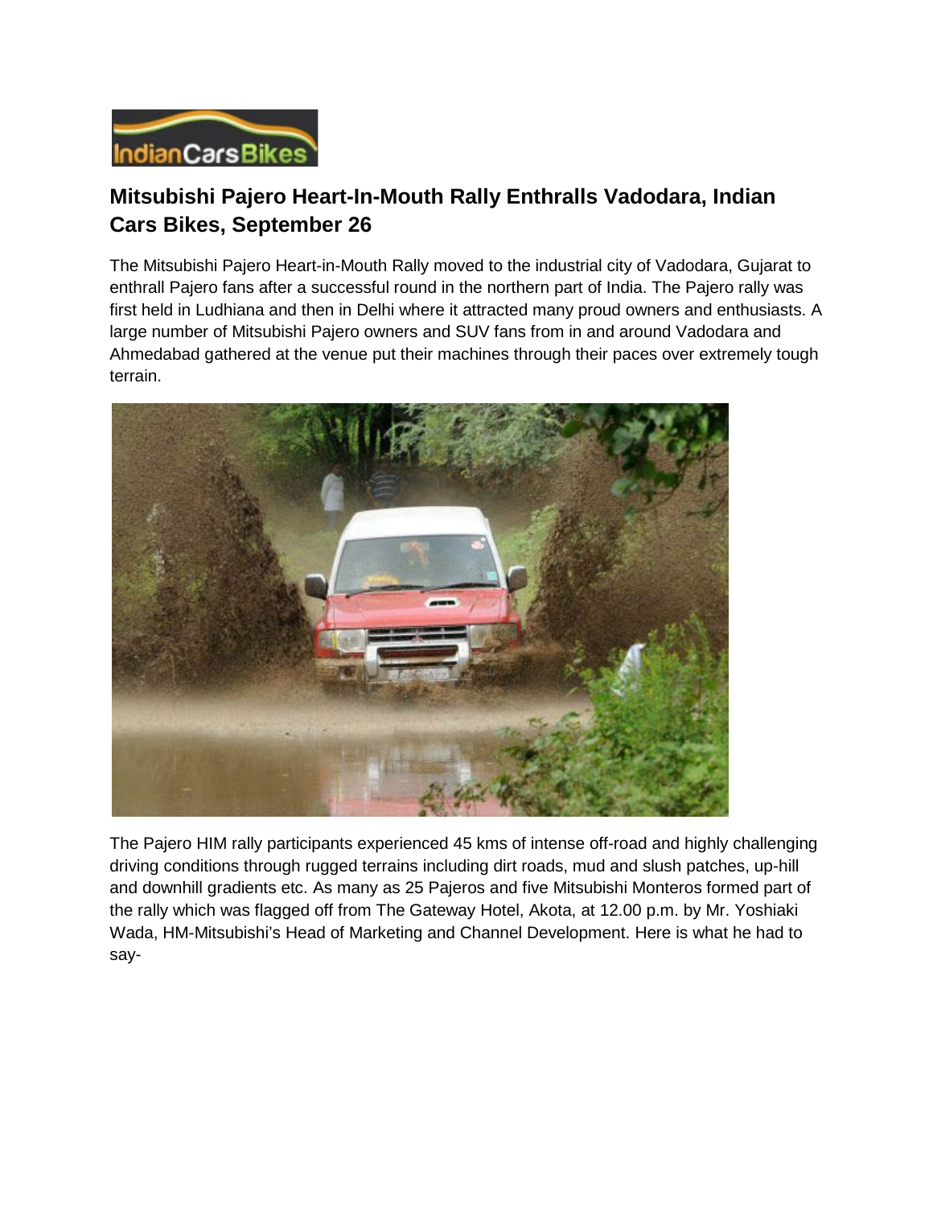# Mitsubishi Pajero Heart-In-Mouth Rally Enthralls Vadodara, Indian Cars Bikes, September 26

The Mitsubishi Pajero Heart-in-Mouth Rally moved to the industrial city of Vadodara, Gujarat to enthrall Pajero fans after a successful round in the northern part of India. The Pajero rally was first held in Ludhiana and then in Delhi where it attracted many proud owners and enthusiasts. A large number of Mitsubishi Pajero owners and SUV fans from in and around Vadodara and Ahmedabad gathered at the venue put their machines through their paces over extremely tough terrain.

The Pajero HIM rally participants experienced 45 kms of intense off-road and highly challenging driving conditions through rugged terrains including dirt roads, mud and slush patches, up-hill and downhill gradients etc. As many as 25 Pajeros and five Mitsubishi Monteros formed part of the rally which was flagged off from The Gateway Hotel, Akota, at 12.00 p.m. by Mr. Yoshiaki Wada, HM-Mitsubishi's Head of Marketing and Channel Development. Here is what he had to say-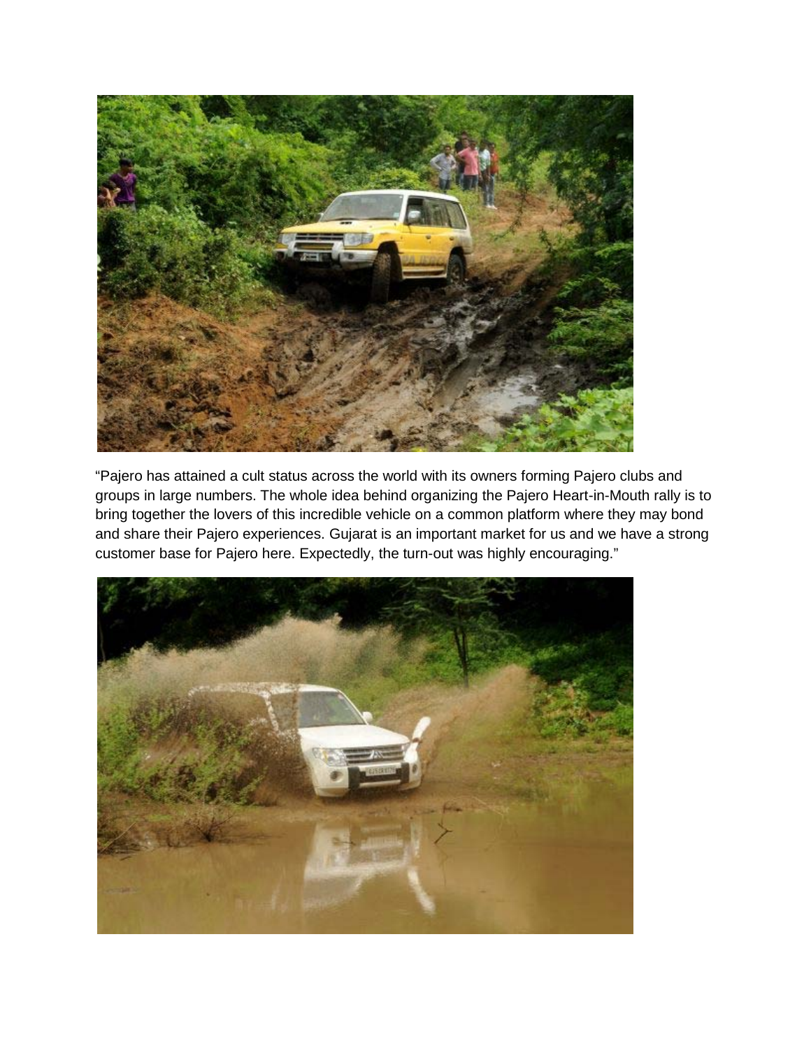"Pajero has attained a cult status across the world with its owners forming Pajero clubs and groups in large numbers. The whole idea behind organizing the Pajero Heart-in-Mouth rally is to bring together the lovers of this incredible vehicle on a common platform where they may bond and share their Pajero experiences. Gujarat is an important market for us and we have a strong customer base for Pajero here. Expectedly, the turn-out was highly encouraging."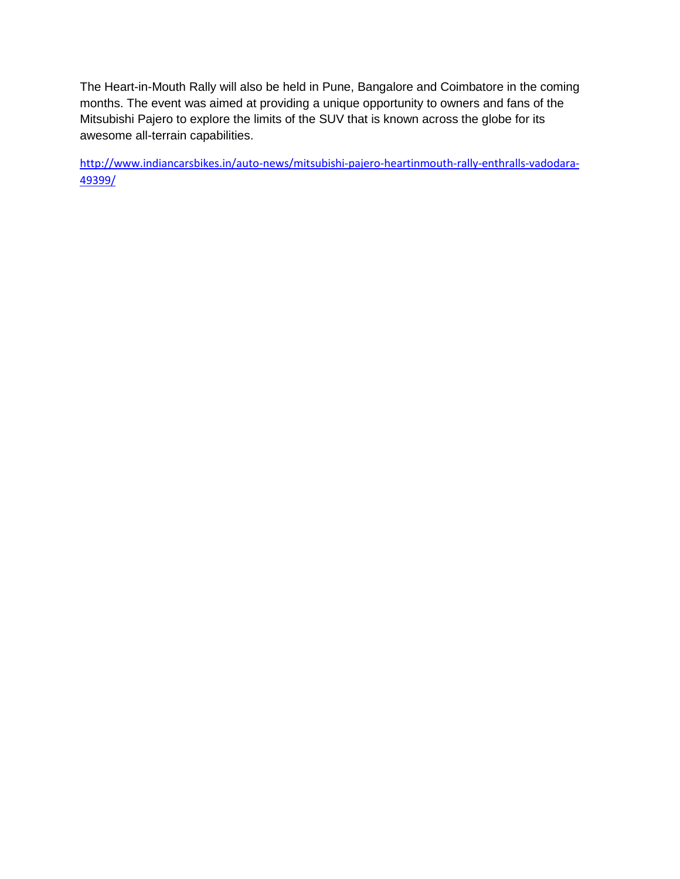The Heart-in-Mouth Rally will also be held in Pune, Bangalore and Coimbatore in the coming months. The event was aimed at providing a unique opportunity to owners and fans of the Mitsubishi Pajero to explore the limits of the SUV that is known across the globe for its awesome all-terrain capabilities.

http://www.indiancarsbikes.in/auto-news/mitsubishi-pajero-heartinmouth-rally-enthralls-vadodara-49399/